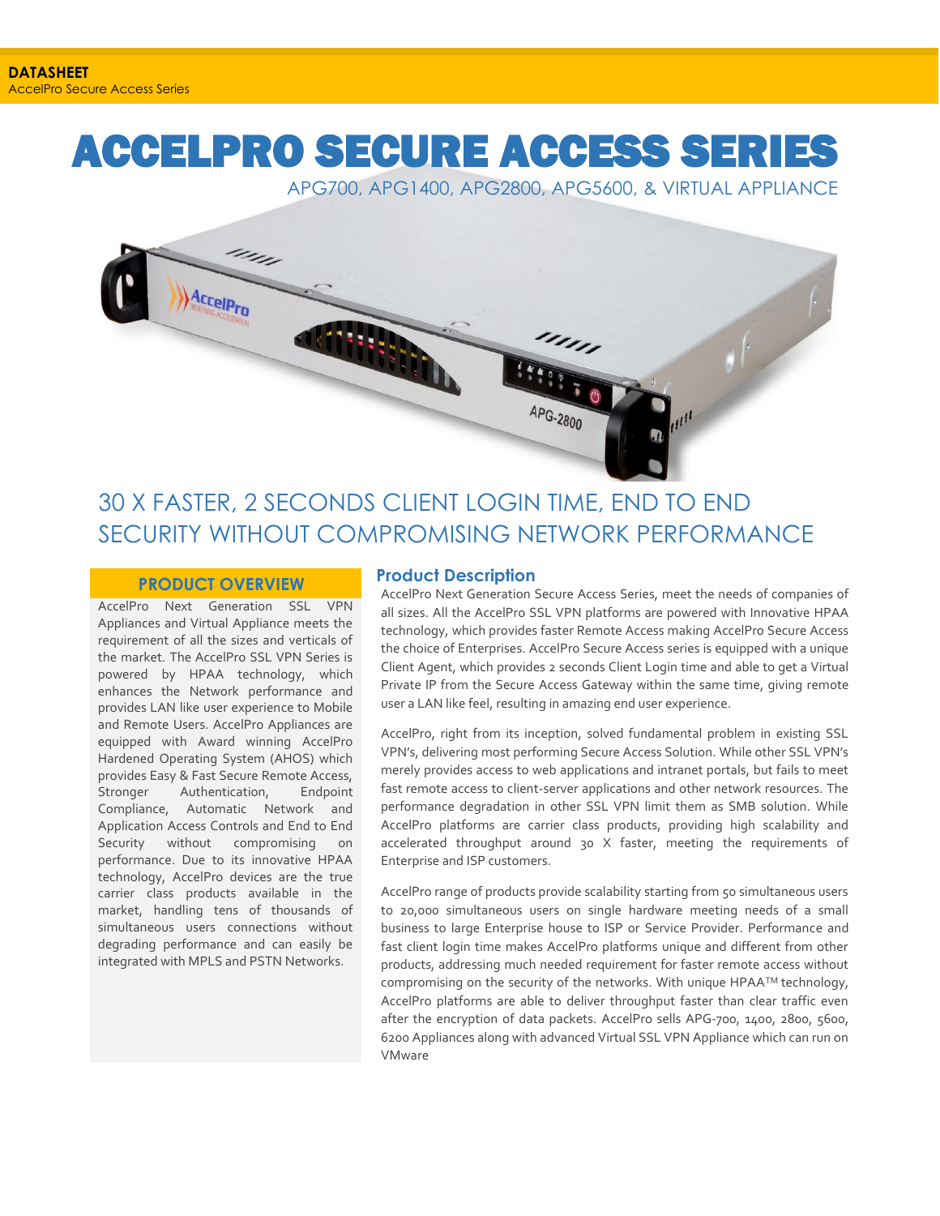**DATASHEET**
AccelPro Secure Access Series

# ACCELPRO SECURE ACCESS SERIES

APG700, APG1400, APG2800, APG5600, & VIRTUAL APPLIANCE

## 30 X FASTER, 2 SECONDS CLIENT LOGIN TIME, END TO END SECURITY WITHOUT COMPROMISING NETWORK PERFORMANCE

### PRODUCT OVERVIEW

AccelPro Next Generation SSL VPN Appliances and Virtual Appliance meets the requirement of all the sizes and verticals of the market. The AccelPro SSL VPN Series is powered by HPAA technology, which enhances the Network performance and provides LAN like user experience to Mobile and Remote Users. AccelPro Appliances are equipped with Award winning AccelPro Hardened Operating System (AHOS) which provides Easy & Fast Secure Remote Access, Stronger Authentication, Endpoint Compliance, Automatic Network and Application Access Controls and End to End Security without compromising on performance. Due to its innovative HPAA technology, AccelPro devices are the true carrier class products available in the market, handling tens of thousands of simultaneous users connections without degrading performance and can easily be integrated with MPLS and PSTN Networks.

### Product Description

AccelPro Next Generation Secure Access Series, meet the needs of companies of all sizes. All the AccelPro SSL VPN platforms are powered with Innovative HPAA technology, which provides faster Remote Access making AccelPro Secure Access the choice of Enterprises. AccelPro Secure Access series is equipped with a unique Client Agent, which provides 2 seconds Client Login time and able to get a Virtual Private IP from the Secure Access Gateway within the same time, giving remote user a LAN like feel, resulting in amazing end user experience.

AccelPro, right from its inception, solved fundamental problem in existing SSL VPN's, delivering most performing Secure Access Solution. While other SSL VPN's merely provides access to web applications and intranet portals, but fails to meet fast remote access to client-server applications and other network resources. The performance degradation in other SSL VPN limit them as SMB solution. While AccelPro platforms are carrier class products, providing high scalability and accelerated throughput around 30 X faster, meeting the requirements of Enterprise and ISP customers.

AccelPro range of products provide scalability starting from 50 simultaneous users to 20,000 simultaneous users on single hardware meeting needs of a small business to large Enterprise house to ISP or Service Provider. Performance and fast client login time makes AccelPro platforms unique and different from other products, addressing much needed requirement for faster remote access without compromising on the security of the networks. With unique HPAA™ technology, AccelPro platforms are able to deliver throughput faster than clear traffic even after the encryption of data packets. AccelPro sells APG-700, 1400, 2800, 5600, 6200 Appliances along with advanced Virtual SSL VPN Appliance which can run on VMware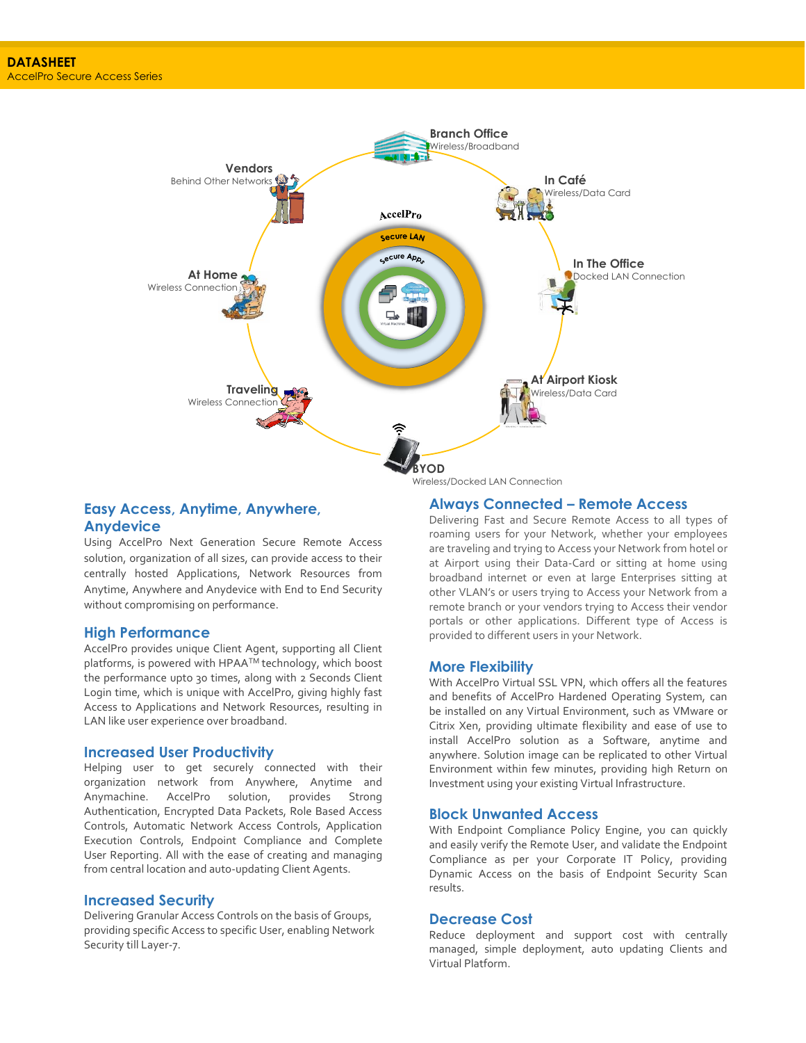**DATASHEET**
AccelPro Secure Access Series

Branch Office
Wireless/Broadband

Vendors
Behind Other Networks

In Café
Wireless/Data Card

AccelPro

Secure LAN

Secure Apps

At Home
Wireless Connection

In The Office
Docked LAN Connection

Traveling
Wireless Connection

At Airport Kiosk
Wireless/Data Card

BYOD
Wireless/Docked LAN Connection

## Easy Access, Anytime, Anywhere, Anydevice

Using AccelPro Next Generation Secure Remote Access solution, organization of all sizes, can provide access to their centrally hosted Applications, Network Resources from Anytime, Anywhere and Anydevice with End to End Security without compromising on performance.

## High Performance

AccelPro provides unique Client Agent, supporting all Client platforms, is powered with HPAA™ technology, which boost the performance upto 30 times, along with 2 Seconds Client Login time, which is unique with AccelPro, giving highly fast Access to Applications and Network Resources, resulting in LAN like user experience over broadband.

## Increased User Productivity

Helping user to get securely connected with their organization network from Anywhere, Anytime and Anymachine. AccelPro solution, provides Strong Authentication, Encrypted Data Packets, Role Based Access Controls, Automatic Network Access Controls, Application Execution Controls, Endpoint Compliance and Complete User Reporting. All with the ease of creating and managing from central location and auto-updating Client Agents.

## Increased Security

Delivering Granular Access Controls on the basis of Groups, providing specific Access to specific User, enabling Network Security till Layer-7.

## Always Connected – Remote Access

Delivering Fast and Secure Remote Access to all types of roaming users for your Network, whether your employees are traveling and trying to Access your Network from hotel or at Airport using their Data-Card or sitting at home using broadband internet or even at large Enterprises sitting at other VLAN's or users trying to Access your Network from a remote branch or your vendors trying to Access their vendor portals or other applications. Different type of Access is provided to different users in your Network.

## More Flexibility

With AccelPro Virtual SSL VPN, which offers all the features and benefits of AccelPro Hardened Operating System, can be installed on any Virtual Environment, such as VMware or Citrix Xen, providing ultimate flexibility and ease of use to install AccelPro solution as a Software, anytime and anywhere. Solution image can be replicated to other Virtual Environment within few minutes, providing high Return on Investment using your existing Virtual Infrastructure.

## Block Unwanted Access

With Endpoint Compliance Policy Engine, you can quickly and easily verify the Remote User, and validate the Endpoint Compliance as per your Corporate IT Policy, providing Dynamic Access on the basis of Endpoint Security Scan results.

## Decrease Cost

Reduce deployment and support cost with centrally managed, simple deployment, auto updating Clients and Virtual Platform.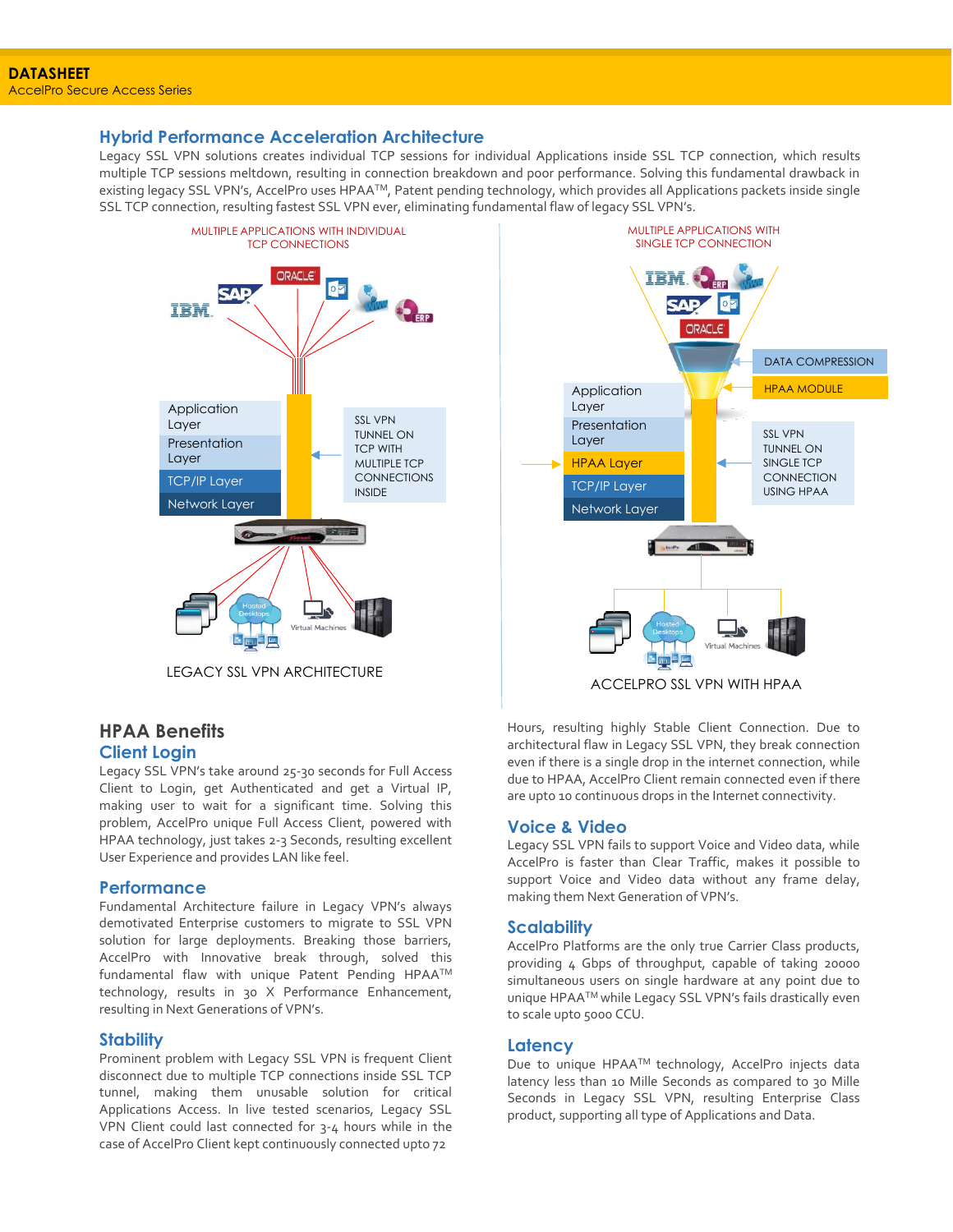## Hybrid Performance Acceleration Architecture

Legacy SSL VPN solutions creates individual TCP sessions for individual Applications inside SSL TCP connection, which results multiple TCP sessions meltdown, resulting in connection breakdown and poor performance. Solving this fundamental drawback in existing legacy SSL VPN's, AccelPro uses HPAA™, Patent pending technology, which provides all Applications packets inside single SSL TCP connection, resulting fastest SSL VPN ever, eliminating fundamental flaw of legacy SSL VPN's.

MULTIPLE APPLICATIONS WITH INDIVIDUAL TCP CONNECTIONS

Application Layer
Presentation Layer
TCP/IP Layer
Network Layer

SSL VPN TUNNEL ON TCP WITH MULTIPLE TCP CONNECTIONS INSIDE

LEGACY SSL VPN ARCHITECTURE

MULTIPLE APPLICATIONS WITH SINGLE TCP CONNECTION

DATA COMPRESSION
HPAA MODULE

Application Layer
Presentation Layer
HPAA Layer
TCP/IP Layer
Network Layer

SSL VPN TUNNEL ON SINGLE TCP CONNECTION USING HPAA

ACCELPRO SSL VPN WITH HPAA

## HPAA Benefits

### Client Login

Legacy SSL VPN's take around 25-30 seconds for Full Access Client to Login, get Authenticated and get a Virtual IP, making user to wait for a significant time. Solving this problem, AccelPro unique Full Access Client, powered with HPAA technology, just takes 2-3 Seconds, resulting excellent User Experience and provides LAN like feel.

### Performance

Fundamental Architecture failure in Legacy VPN's always demotivated Enterprise customers to migrate to SSL VPN solution for large deployments. Breaking those barriers, AccelPro with Innovative break through, solved this fundamental flaw with unique Patent Pending HPAA™ technology, results in 30 X Performance Enhancement, resulting in Next Generations of VPN's.

### Stability

Prominent problem with Legacy SSL VPN is frequent Client disconnect due to multiple TCP connections inside SSL TCP tunnel, making them unusable solution for critical Applications Access. In live tested scenarios, Legacy SSL VPN Client could last connected for 3-4 hours while in the case of AccelPro Client kept continuously connected upto 72 Hours, resulting highly Stable Client Connection. Due to architectural flaw in Legacy SSL VPN, they break connection even if there is a single drop in the internet connection, while due to HPAA, AccelPro Client remain connected even if there are upto 10 continuous drops in the Internet connectivity.

### Voice & Video

Legacy SSL VPN fails to support Voice and Video data, while AccelPro is faster than Clear Traffic, makes it possible to support Voice and Video data without any frame delay, making them Next Generation of VPN's.

### Scalability

AccelPro Platforms are the only true Carrier Class products, providing 4 Gbps of throughput, capable of taking 20000 simultaneous users on single hardware at any point due to unique HPAA™ while Legacy SSL VPN's fails drastically even to scale upto 5000 CCU.

### Latency

Due to unique HPAA™ technology, AccelPro injects data latency less than 10 Mille Seconds as compared to 30 Mille Seconds in Legacy SSL VPN, resulting Enterprise Class product, supporting all type of Applications and Data.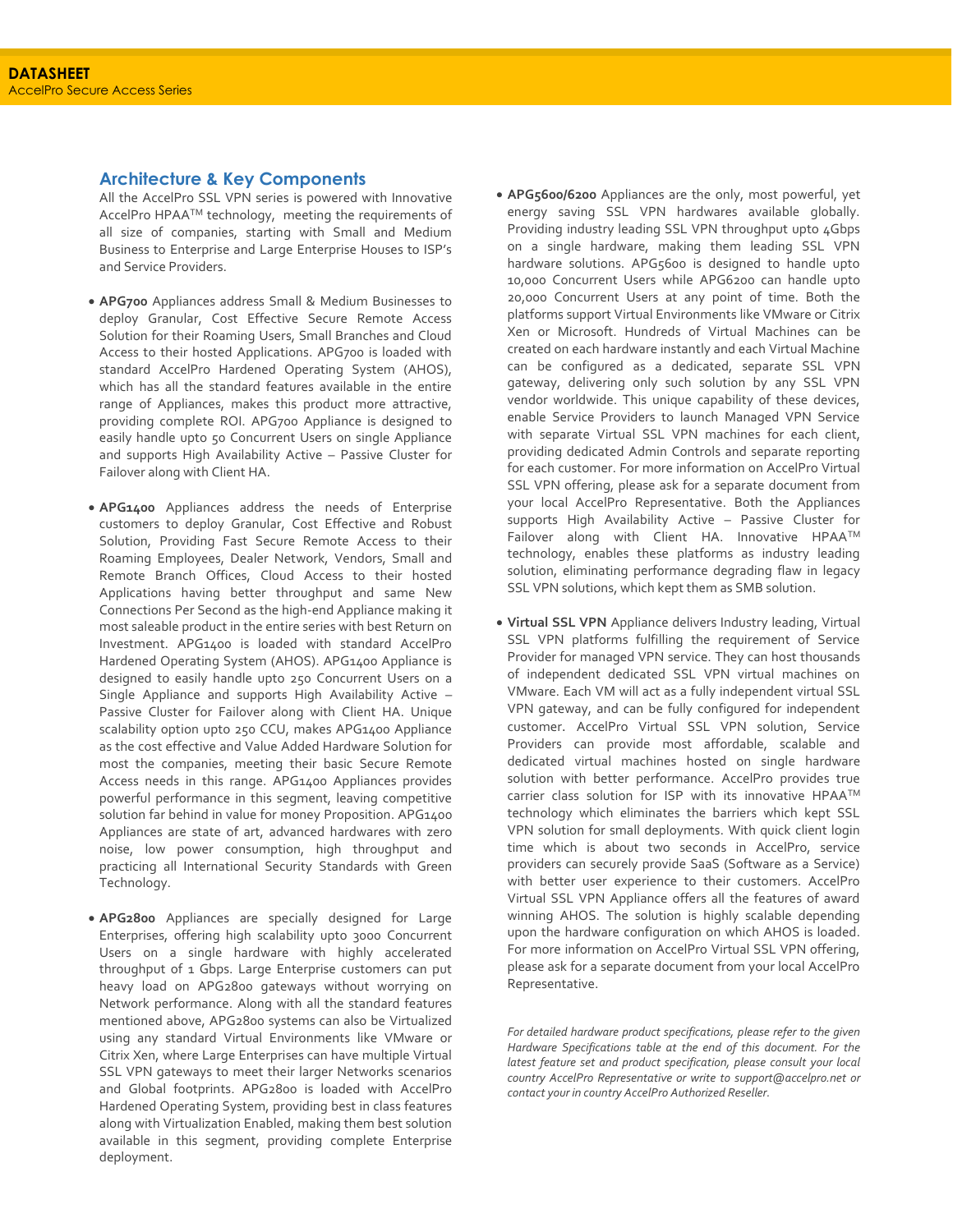## Architecture & Key Components

All the AccelPro SSL VPN series is powered with Innovative AccelPro HPAA™ technology, meeting the requirements of all size of companies, starting with Small and Medium Business to Enterprise and Large Enterprise Houses to ISP's and Service Providers.

- **APG700** Appliances address Small & Medium Businesses to deploy Granular, Cost Effective Secure Remote Access Solution for their Roaming Users, Small Branches and Cloud Access to their hosted Applications. APG700 is loaded with standard AccelPro Hardened Operating System (AHOS), which has all the standard features available in the entire range of Appliances, makes this product more attractive, providing complete ROI. APG700 Appliance is designed to easily handle upto 50 Concurrent Users on single Appliance and supports High Availability Active – Passive Cluster for Failover along with Client HA.

- **APG1400** Appliances address the needs of Enterprise customers to deploy Granular, Cost Effective and Robust Solution, Providing Fast Secure Remote Access to their Roaming Employees, Dealer Network, Vendors, Small and Remote Branch Offices, Cloud Access to their hosted Applications having better throughput and same New Connections Per Second as the high-end Appliance making it most saleable product in the entire series with best Return on Investment. APG1400 is loaded with standard AccelPro Hardened Operating System (AHOS). APG1400 Appliance is designed to easily handle upto 250 Concurrent Users on a Single Appliance and supports High Availability Active – Passive Cluster for Failover along with Client HA. Unique scalability option upto 250 CCU, makes APG1400 Appliance as the cost effective and Value Added Hardware Solution for most the companies, meeting their basic Secure Remote Access needs in this range. APG1400 Appliances provides powerful performance in this segment, leaving competitive solution far behind in value for money Proposition. APG1400 Appliances are state of art, advanced hardwares with zero noise, low power consumption, high throughput and practicing all International Security Standards with Green Technology.

- **APG2800** Appliances are specially designed for Large Enterprises, offering high scalability upto 3000 Concurrent Users on a single hardware with highly accelerated throughput of 1 Gbps. Large Enterprise customers can put heavy load on APG2800 gateways without worrying on Network performance. Along with all the standard features mentioned above, APG2800 systems can also be Virtualized using any standard Virtual Environments like VMware or Citrix Xen, where Large Enterprises can have multiple Virtual SSL VPN gateways to meet their larger Networks scenarios and Global footprints. APG2800 is loaded with AccelPro Hardened Operating System, providing best in class features along with Virtualization Enabled, making them best solution available in this segment, providing complete Enterprise deployment.

- **APG5600/6200** Appliances are the only, most powerful, yet energy saving SSL VPN hardwares available globally. Providing industry leading SSL VPN throughput upto 4Gbps on a single hardware, making them leading SSL VPN hardware solutions. APG5600 is designed to handle upto 10,000 Concurrent Users while APG6200 can handle upto 20,000 Concurrent Users at any point of time. Both the platforms support Virtual Environments like VMware or Citrix Xen or Microsoft. Hundreds of Virtual Machines can be created on each hardware instantly and each Virtual Machine can be configured as a dedicated, separate SSL VPN gateway, delivering only such solution by any SSL VPN vendor worldwide. This unique capability of these devices, enable Service Providers to launch Managed VPN Service with separate Virtual SSL VPN machines for each client, providing dedicated Admin Controls and separate reporting for each customer. For more information on AccelPro Virtual SSL VPN offering, please ask for a separate document from your local AccelPro Representative. Both the Appliances supports High Availability Active – Passive Cluster for Failover along with Client HA. Innovative HPAA™ technology, enables these platforms as industry leading solution, eliminating performance degrading flaw in legacy SSL VPN solutions, which kept them as SMB solution.

- **Virtual SSL VPN** Appliance delivers Industry leading, Virtual SSL VPN platforms fulfilling the requirement of Service Provider for managed VPN service. They can host thousands of independent dedicated SSL VPN virtual machines on VMware. Each VM will act as a fully independent virtual SSL VPN gateway, and can be fully configured for independent customer. AccelPro Virtual SSL VPN solution, Service Providers can provide most affordable, scalable and dedicated virtual machines hosted on single hardware solution with better performance. AccelPro provides true carrier class solution for ISP with its innovative HPAA™ technology which eliminates the barriers which kept SSL VPN solution for small deployments. With quick client login time which is about two seconds in AccelPro, service providers can securely provide SaaS (Software as a Service) with better user experience to their customers. AccelPro Virtual SSL VPN Appliance offers all the features of award winning AHOS. The solution is highly scalable depending upon the hardware configuration on which AHOS is loaded. For more information on AccelPro Virtual SSL VPN offering, please ask for a separate document from your local AccelPro Representative.

*For detailed hardware product specifications, please refer to the given Hardware Specifications table at the end of this document. For the latest feature set and product specification, please consult your local country AccelPro Representative or write to support@accelpro.net or contact your in country AccelPro Authorized Reseller.*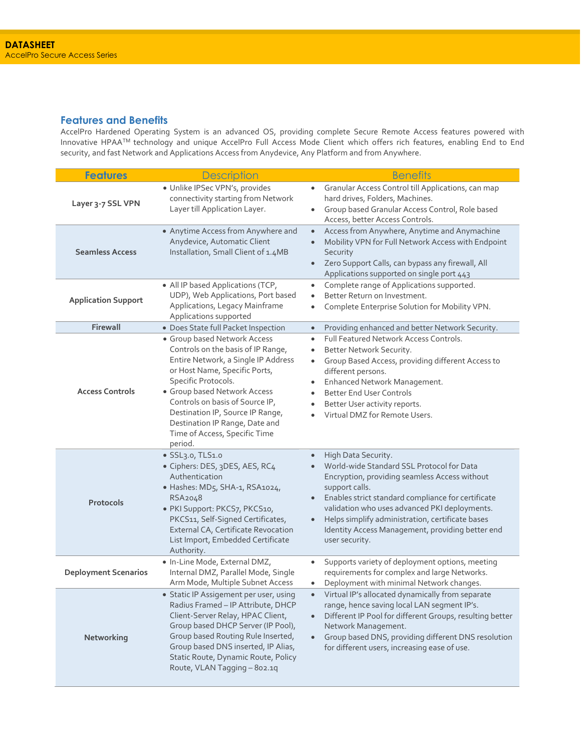## Features and Benefits

AccelPro Hardened Operating System is an advanced OS, providing complete Secure Remote Access features powered with Innovative HPAA™ technology and unique AccelPro Full Access Mode Client which offers rich features, enabling End to End security, and fast Network and Applications Access from Anydevice, Any Platform and from Anywhere.

| Features | Description | Benefits |
|---|---|---|
| **Layer 3-7 SSL VPN** | • Unlike IPSec VPN's, provides connectivity starting from Network Layer till Application Layer. | • Granular Access Control till Applications, can map hard drives, Folders, Machines.<br>• Group based Granular Access Control, Role based Access, better Access Controls. |
| **Seamless Access** | • Anytime Access from Anywhere and Anydevice, Automatic Client Installation, Small Client of 1.4MB | • Access from Anywhere, Anytime and Anymachine<br>• Mobility VPN for Full Network Access with Endpoint Security<br>• Zero Support Calls, can bypass any firewall, All Applications supported on single port 443 |
| **Application Support** | • All IP based Applications (TCP, UDP), Web Applications, Port based Applications, Legacy Mainframe Applications supported | • Complete range of Applications supported.<br>• Better Return on Investment.<br>• Complete Enterprise Solution for Mobility VPN. |
| **Firewall** | • Does State full Packet Inspection | • Providing enhanced and better Network Security. |
| **Access Controls** | • Group based Network Access Controls on the basis of IP Range, Entire Network, a Single IP Address or Host Name, Specific Ports, Specific Protocols.<br>• Group based Network Access Controls on basis of Source IP, Destination IP, Source IP Range, Destination IP Range, Date and Time of Access, Specific Time period. | • Full Featured Network Access Controls.<br>• Better Network Security.<br>• Group Based Access, providing different Access to different persons.<br>• Enhanced Network Management.<br>• Better End User Controls<br>• Better User activity reports.<br>• Virtual DMZ for Remote Users. |
| **Protocols** | • SSL3.0, TLS1.0<br>• Ciphers: DES, 3DES, AES, RC4 Authentication<br>• Hashes: MD5, SHA-1, RSA1024, RSA2048<br>• PKI Support: PKCS7, PKCS10, PKCS11, Self-Signed Certificates, External CA, Certificate Revocation List Import, Embedded Certificate Authority. | • High Data Security.<br>• World-wide Standard SSL Protocol for Data Encryption, providing seamless Access without support calls.<br>• Enables strict standard compliance for certificate validation who uses advanced PKI deployments.<br>• Helps simplify administration, certificate bases Identity Access Management, providing better end user security. |
| **Deployment Scenarios** | • In-Line Mode, External DMZ, Internal DMZ, Parallel Mode, Single Arm Mode, Multiple Subnet Access | • Supports variety of deployment options, meeting requirements for complex and large Networks.<br>• Deployment with minimal Network changes. |
| **Networking** | • Static IP Assigement per user, using Radius Framed – IP Attribute, DHCP Client-Server Relay, HPAC Client, Group based DHCP Server (IP Pool), Group based Routing Rule Inserted, Group based DNS inserted, IP Alias, Static Route, Dynamic Route, Policy Route, VLAN Tagging – 802.1q | • Virtual IP's allocated dynamically from separate range, hence saving local LAN segment IP's.<br>• Different IP Pool for different Groups, resulting better Network Management.<br>• Group based DNS, providing different DNS resolution for different users, increasing ease of use. |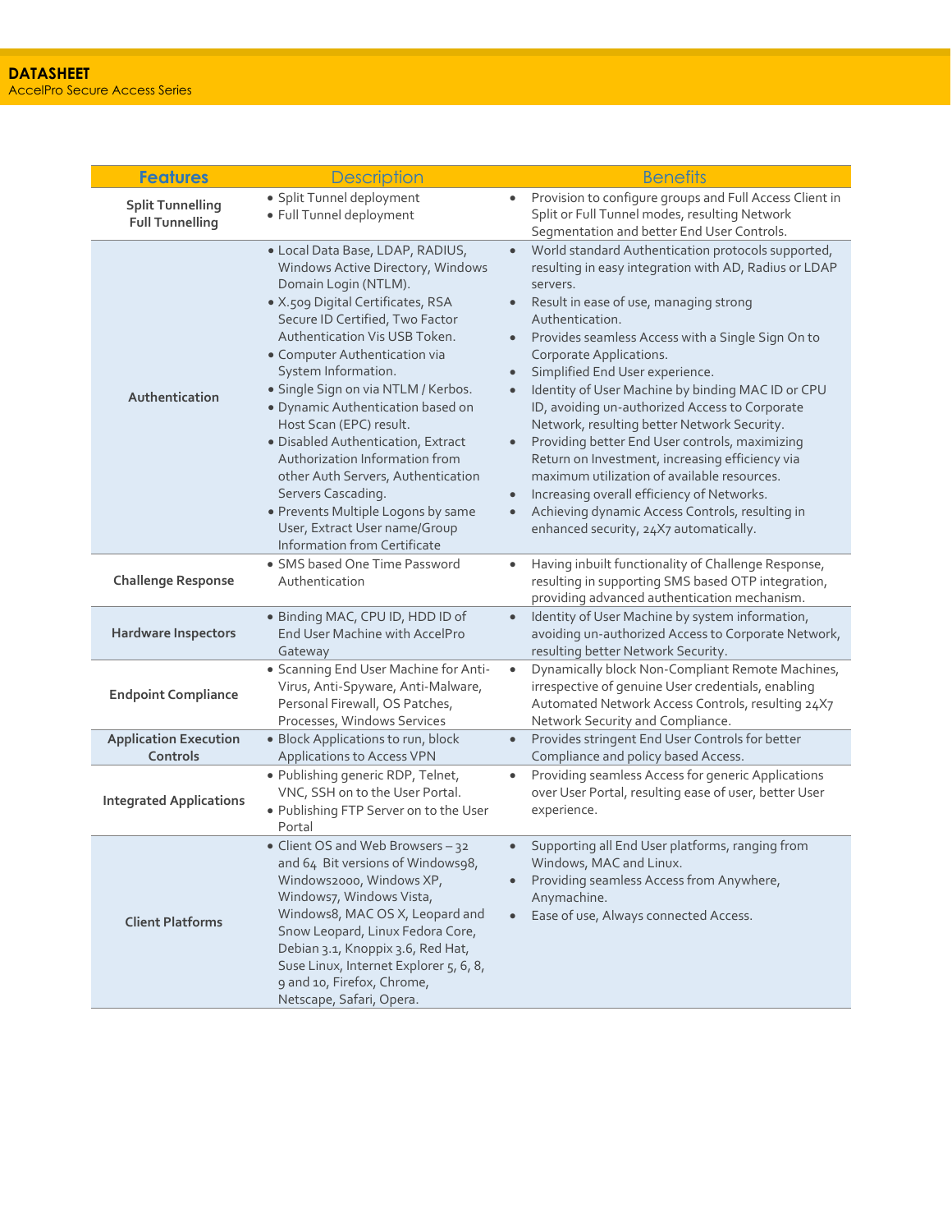**DATASHEET**
AccelPro Secure Access Series

| Features | Description | Benefits |
| --- | --- | --- |
| Split Tunnelling Full Tunnelling | • Split Tunnel deployment<br>• Full Tunnel deployment | • Provision to configure groups and Full Access Client in Split or Full Tunnel modes, resulting Network Segmentation and better End User Controls. |
| Authentication | • Local Data Base, LDAP, RADIUS, Windows Active Directory, Windows Domain Login (NTLM).<br>• X.509 Digital Certificates, RSA Secure ID Certified, Two Factor Authentication Vis USB Token.<br>• Computer Authentication via System Information.<br>• Single Sign on via NTLM / Kerbos.<br>• Dynamic Authentication based on Host Scan (EPC) result.<br>• Disabled Authentication, Extract Authorization Information from other Auth Servers, Authentication Servers Cascading.<br>• Prevents Multiple Logons by same User, Extract User name/Group Information from Certificate | • World standard Authentication protocols supported, resulting in easy integration with AD, Radius or LDAP servers.<br>• Result in ease of use, managing strong Authentication.<br>• Provides seamless Access with a Single Sign On to Corporate Applications.<br>• Simplified End User experience.<br>• Identity of User Machine by binding MAC ID or CPU ID, avoiding un-authorized Access to Corporate Network, resulting better Network Security.<br>• Providing better End User controls, maximizing Return on Investment, increasing efficiency via maximum utilization of available resources.<br>• Increasing overall efficiency of Networks.<br>• Achieving dynamic Access Controls, resulting in enhanced security, 24X7 automatically. |
| Challenge Response | • SMS based One Time Password Authentication | • Having inbuilt functionality of Challenge Response, resulting in supporting SMS based OTP integration, providing advanced authentication mechanism. |
| Hardware Inspectors | • Binding MAC, CPU ID, HDD ID of End User Machine with AccelPro Gateway | • Identity of User Machine by system information, avoiding un-authorized Access to Corporate Network, resulting better Network Security. |
| Endpoint Compliance | • Scanning End User Machine for Anti-Virus, Anti-Spyware, Anti-Malware, Personal Firewall, OS Patches, Processes, Windows Services | • Dynamically block Non-Compliant Remote Machines, irrespective of genuine User credentials, enabling Automated Network Access Controls, resulting 24X7 Network Security and Compliance. |
| Application Execution Controls | • Block Applications to run, block Applications to Access VPN | • Provides stringent End User Controls for better Compliance and policy based Access. |
| Integrated Applications | • Publishing generic RDP, Telnet, VNC, SSH on to the User Portal.<br>• Publishing FTP Server on to the User Portal | • Providing seamless Access for generic Applications over User Portal, resulting ease of user, better User experience. |
| Client Platforms | • Client OS and Web Browsers – 32 and 64 Bit versions of Windows98, Windows2000, Windows XP, Windows7, Windows Vista, Windows8, MAC OS X, Leopard and Snow Leopard, Linux Fedora Core, Debian 3.1, Knoppix 3.6, Red Hat, Suse Linux, Internet Explorer 5, 6, 8, 9 and 10, Firefox, Chrome, Netscape, Safari, Opera. | • Supporting all End User platforms, ranging from Windows, MAC and Linux.<br>• Providing seamless Access from Anywhere, Anymachine.<br>• Ease of use, Always connected Access. |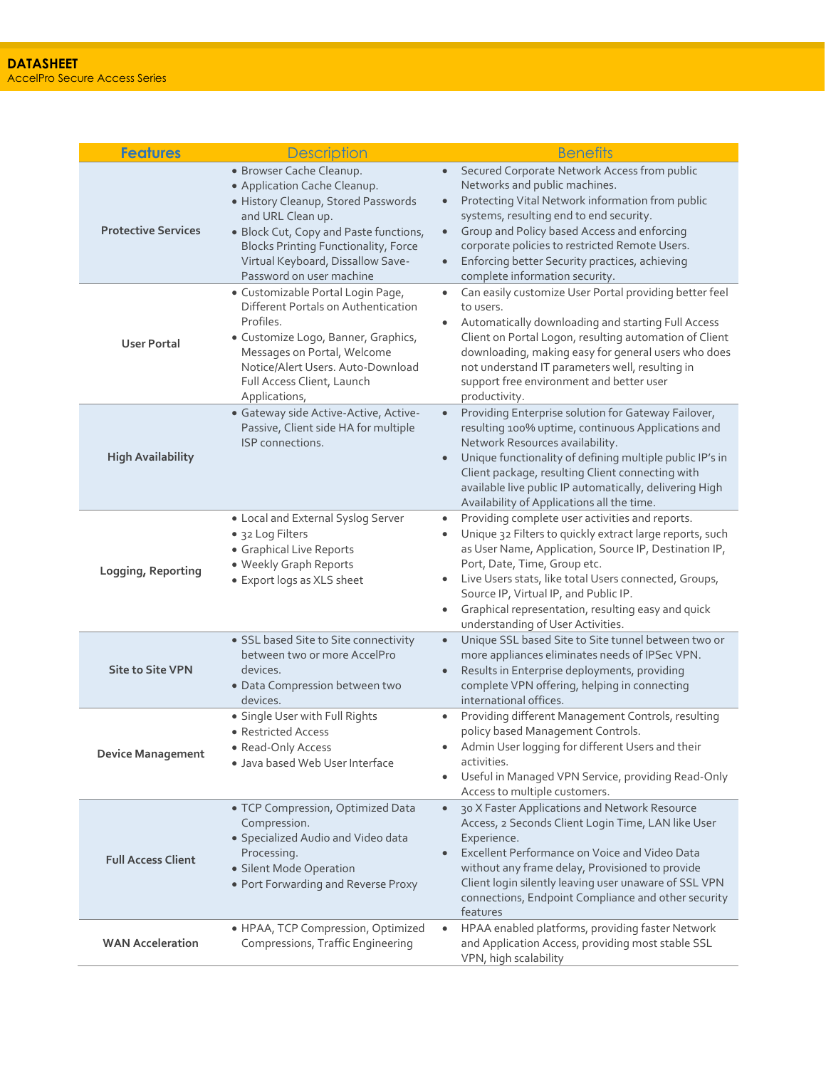**DATASHEET**
AccelPro Secure Access Series

| Features | Description | Benefits |
|---|---|---|
| Protective Services | • Browser Cache Cleanup.<br>• Application Cache Cleanup.<br>• History Cleanup, Stored Passwords and URL Clean up.<br>• Block Cut, Copy and Paste functions, Blocks Printing Functionality, Force Virtual Keyboard, Dissallow Save-Password on user machine | • Secured Corporate Network Access from public Networks and public machines.<br>• Protecting Vital Network information from public systems, resulting end to end security.<br>• Group and Policy based Access and enforcing corporate policies to restricted Remote Users.<br>• Enforcing better Security practices, achieving complete information security. |
| User Portal | • Customizable Portal Login Page, Different Portals on Authentication Profiles.<br>• Customize Logo, Banner, Graphics, Messages on Portal, Welcome Notice/Alert Users. Auto-Download Full Access Client, Launch Applications, | • Can easily customize User Portal providing better feel to users.<br>• Automatically downloading and starting Full Access Client on Portal Logon, resulting automation of Client downloading, making easy for general users who does not understand IT parameters well, resulting in support free environment and better user productivity. |
| High Availability | • Gateway side Active-Active, Active-Passive, Client side HA for multiple ISP connections. | • Providing Enterprise solution for Gateway Failover, resulting 100% uptime, continuous Applications and Network Resources availability.<br>• Unique functionality of defining multiple public IP's in Client package, resulting Client connecting with available live public IP automatically, delivering High Availability of Applications all the time. |
| Logging, Reporting | • Local and External Syslog Server<br>• 32 Log Filters<br>• Graphical Live Reports<br>• Weekly Graph Reports<br>• Export logs as XLS sheet | • Providing complete user activities and reports.<br>• Unique 32 Filters to quickly extract large reports, such as User Name, Application, Source IP, Destination IP, Port, Date, Time, Group etc.<br>• Live Users stats, like total Users connected, Groups, Source IP, Virtual IP, and Public IP.<br>• Graphical representation, resulting easy and quick understanding of User Activities. |
| Site to Site VPN | • SSL based Site to Site connectivity between two or more AccelPro devices.<br>• Data Compression between two devices. | • Unique SSL based Site to Site tunnel between two or more appliances eliminates needs of IPSec VPN.<br>• Results in Enterprise deployments, providing complete VPN offering, helping in connecting international offices. |
| Device Management | • Single User with Full Rights<br>• Restricted Access<br>• Read-Only Access<br>• Java based Web User Interface | • Providing different Management Controls, resulting policy based Management Controls.<br>• Admin User logging for different Users and their activities.<br>• Useful in Managed VPN Service, providing Read-Only Access to multiple customers. |
| Full Access Client | • TCP Compression, Optimized Data Compression.<br>• Specialized Audio and Video data Processing.<br>• Silent Mode Operation<br>• Port Forwarding and Reverse Proxy | • 30 X Faster Applications and Network Resource Access, 2 Seconds Client Login Time, LAN like User Experience.<br>• Excellent Performance on Voice and Video Data without any frame delay, Provisioned to provide Client login silently leaving user unaware of SSL VPN connections, Endpoint Compliance and other security features |
| WAN Acceleration | • HPAA, TCP Compression, Optimized Compressions, Traffic Engineering | • HPAA enabled platforms, providing faster Network and Application Access, providing most stable SSL VPN, high scalability |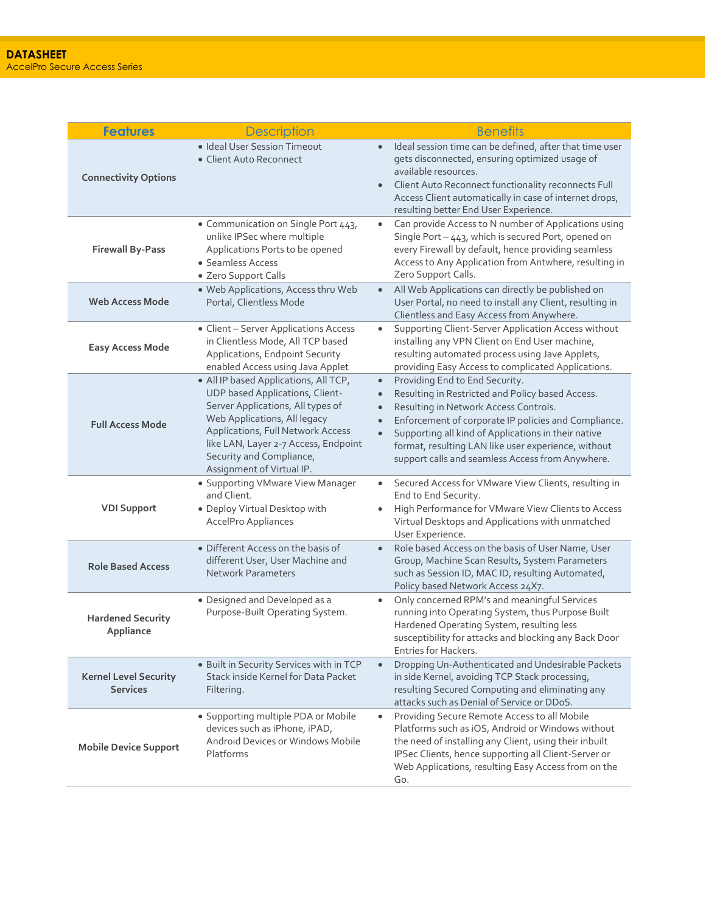**DATASHEET**
AccelPro Secure Access Series

| Features | Description | Benefits |
|---|---|---|
| **Connectivity Options** | • Ideal User Session Timeout<br>• Client Auto Reconnect | • Ideal session time can be defined, after that time user gets disconnected, ensuring optimized usage of available resources.<br>• Client Auto Reconnect functionality reconnects Full Access Client automatically in case of internet drops, resulting better End User Experience. |
| **Firewall By-Pass** | • Communication on Single Port 443, unlike IPSec where multiple Applications Ports to be opened<br>• Seamless Access<br>• Zero Support Calls | • Can provide Access to N number of Applications using Single Port – 443, which is secured Port, opened on every Firewall by default, hence providing seamless Access to Any Application from Antwhere, resulting in Zero Support Calls. |
| **Web Access Mode** | • Web Applications, Access thru Web Portal, Clientless Mode | • All Web Applications can directly be published on User Portal, no need to install any Client, resulting in Clientless and Easy Access from Anywhere. |
| **Easy Access Mode** | • Client – Server Applications Access in Clientless Mode, All TCP based Applications, Endpoint Security enabled Access using Java Applet | • Supporting Client-Server Application Access without installing any VPN Client on End User machine, resulting automated process using Jave Applets, providing Easy Access to complicated Applications. |
| **Full Access Mode** | • All IP based Applications, All TCP, UDP based Applications, Client-Server Applications, All types of Web Applications, All legacy Applications, Full Network Access like LAN, Layer 2-7 Access, Endpoint Security and Compliance, Assignment of Virtual IP. | • Providing End to End Security.<br>• Resulting in Restricted and Policy based Access.<br>• Resulting in Network Access Controls.<br>• Enforcement of corporate IP policies and Compliance.<br>• Supporting all kind of Applications in their native format, resulting LAN like user experience, without support calls and seamless Access from Anywhere. |
| **VDI Support** | • Supporting VMware View Manager and Client.<br>• Deploy Virtual Desktop with AccelPro Appliances | • Secured Access for VMware View Clients, resulting in End to End Security.<br>• High Performance for VMware View Clients to Access Virtual Desktops and Applications with unmatched User Experience. |
| **Role Based Access** | • Different Access on the basis of different User, User Machine and Network Parameters | • Role based Access on the basis of User Name, User Group, Machine Scan Results, System Parameters such as Session ID, MAC ID, resulting Automated, Policy based Network Access 24X7. |
| **Hardened Security Appliance** | • Designed and Developed as a Purpose-Built Operating System. | • Only concerned RPM's and meaningful Services running into Operating System, thus Purpose Built Hardened Operating System, resulting less susceptibility for attacks and blocking any Back Door Entries for Hackers. |
| **Kernel Level Security Services** | • Built in Security Services with in TCP Stack inside Kernel for Data Packet Filtering. | • Dropping Un-Authenticated and Undesirable Packets in side Kernel, avoiding TCP Stack processing, resulting Secured Computing and eliminating any attacks such as Denial of Service or DDoS. |
| **Mobile Device Support** | • Supporting multiple PDA or Mobile devices such as iPhone, iPAD, Android Devices or Windows Mobile Platforms | • Providing Secure Remote Access to all Mobile Platforms such as iOS, Android or Windows without the need of installing any Client, using their inbuilt IPSec Clients, hence supporting all Client-Server or Web Applications, resulting Easy Access from on the Go. |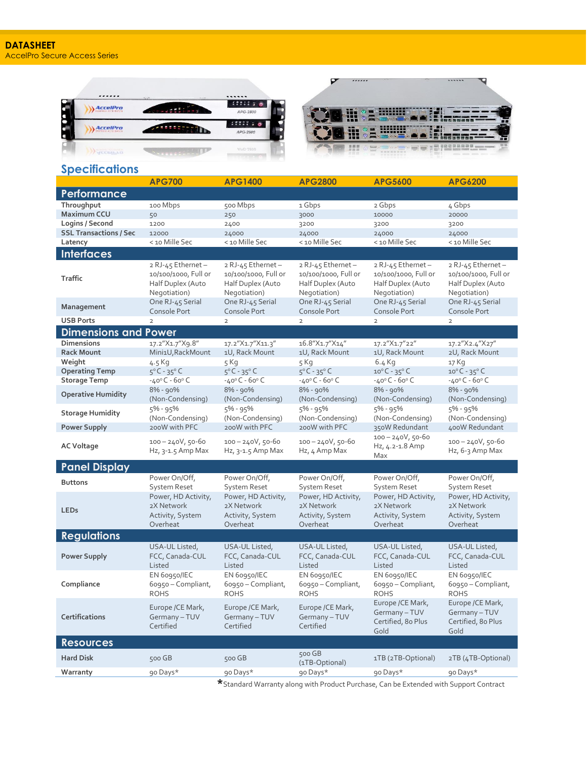**DATASHEET**
AccelPro Secure Access Series

## Specifications

| | APG700 | APG1400 | APG2800 | APG5600 | APG6200 |
|---|---|---|---|---|---|
| **Performance** | | | | | |
| Throughput | 100 Mbps | 500 Mbps | 1 Gbps | 2 Gbps | 4 Gbps |
| Maximum CCU | 50 | 250 | 3000 | 10000 | 20000 |
| Logins / Second | 1200 | 2400 | 3200 | 3200 | 3200 |
| SSL Transactions / Sec | 12000 | 24000 | 24000 | 24000 | 24000 |
| Latency | < 10 Mille Sec | < 10 Mille Sec | < 10 Mille Sec | < 10 Mille Sec | < 10 Mille Sec |
| **Interfaces** | | | | | |
| Traffic | 2 RJ-45 Ethernet – 10/100/1000, Full or Half Duplex (Auto Negotiation) | 2 RJ-45 Ethernet – 10/100/1000, Full or Half Duplex (Auto Negotiation) | 2 RJ-45 Ethernet – 10/100/1000, Full or Half Duplex (Auto Negotiation) | 2 RJ-45 Ethernet – 10/100/1000, Full or Half Duplex (Auto Negotiation) | 2 RJ-45 Ethernet – 10/100/1000, Full or Half Duplex (Auto Negotiation) |
| Management | One RJ-45 Serial Console Port | One RJ-45 Serial Console Port | One RJ-45 Serial Console Port | One RJ-45 Serial Console Port | One RJ-45 Serial Console Port |
| USB Ports | 2 | 2 | 2 | 2 | 2 |
| **Dimensions and Power** | | | | | |
| Dimensions | 17.2"X1.7"X9.8" | 17.2"X1.7"X11.3" | 16.8"X1.7"X14" | 17.2"X1.7"22" | 17.2"X2.4"X27" |
| Rack Mount | Mini1U,RackMount | 1U, Rack Mount | 1U, Rack Mount | 1U, Rack Mount | 2U, Rack Mount |
| Weight | 4.5 Kg | 5 Kg | 5 Kg | 6.4 Kg | 17 Kg |
| Operating Temp | 5° C - 35° C | 5° C - 35° C | 5° C - 35° C | 10° C - 35° C | 10° C - 35° C |
| Storage Temp | -40° C - 60° C | -40° C - 60° C | -40° C - 60° C | -40° C - 60° C | -40° C - 60° C |
| Operative Humidity | 8% - 90% (Non-Condensing) | 8% - 90% (Non-Condensing) | 8% - 90% (Non-Condensing) | 8% - 90% (Non-Condensing) | 8% - 90% (Non-Condensing) |
| Storage Humidity | 5% - 95% (Non-Condensing) | 5% - 95% (Non-Condensing) | 5% - 95% (Non-Condensing) | 5% - 95% (Non-Condensing) | 5% - 95% (Non-Condensing) |
| Power Supply | 200W with PFC | 200W with PFC | 200W with PFC | 350W Redundant | 400W Redundant |
| AC Voltage | 100 – 240V, 50-60 Hz, 3-1.5 Amp Max | 100 – 240V, 50-60 Hz, 3-1.5 Amp Max | 100 – 240V, 50-60 Hz, 4 Amp Max | 100 – 240V, 50-60 Hz, 4.2-1.8 Amp Max | 100 – 240V, 50-60 Hz, 6-3 Amp Max |
| **Panel Display** | | | | | |
| Buttons | Power On/Off, System Reset | Power On/Off, System Reset | Power On/Off, System Reset | Power On/Off, System Reset | Power On/Off, System Reset |
| LEDs | Power, HD Activity, 2X Network Activity, System Overheat | Power, HD Activity, 2X Network Activity, System Overheat | Power, HD Activity, 2X Network Activity, System Overheat | Power, HD Activity, 2X Network Activity, System Overheat | Power, HD Activity, 2X Network Activity, System Overheat |
| **Regulations** | | | | | |
| Power Supply | USA-UL Listed, FCC, Canada-CUL Listed | USA-UL Listed, FCC, Canada-CUL Listed | USA-UL Listed, FCC, Canada-CUL Listed | USA-UL Listed, FCC, Canada-CUL Listed | USA-UL Listed, FCC, Canada-CUL Listed |
| Compliance | EN 60950/IEC 60950 – Compliant, ROHS | EN 60950/IEC 60950 – Compliant, ROHS | EN 60950/IEC 60950 – Compliant, ROHS | EN 60950/IEC 60950 – Compliant, ROHS | EN 60950/IEC 60950 – Compliant, ROHS |
| Certifications | Europe /CE Mark, Germany – TUV Certified | Europe /CE Mark, Germany – TUV Certified | Europe /CE Mark, Germany – TUV Certified | Europe /CE Mark, Germany – TUV Certified, 80 Plus Gold | Europe /CE Mark, Germany – TUV Certified, 80 Plus Gold |
| **Resources** | | | | | |
| Hard Disk | 500 GB | 500 GB | 500 GB (1TB-Optional) | 1TB (2TB-Optional) | 2TB (4TB-Optional) |
| Warranty | 90 Days* | 90 Days* | 90 Days* | 90 Days* | 90 Days* |

*Standard Warranty along with Product Purchase, Can be Extended with Support Contract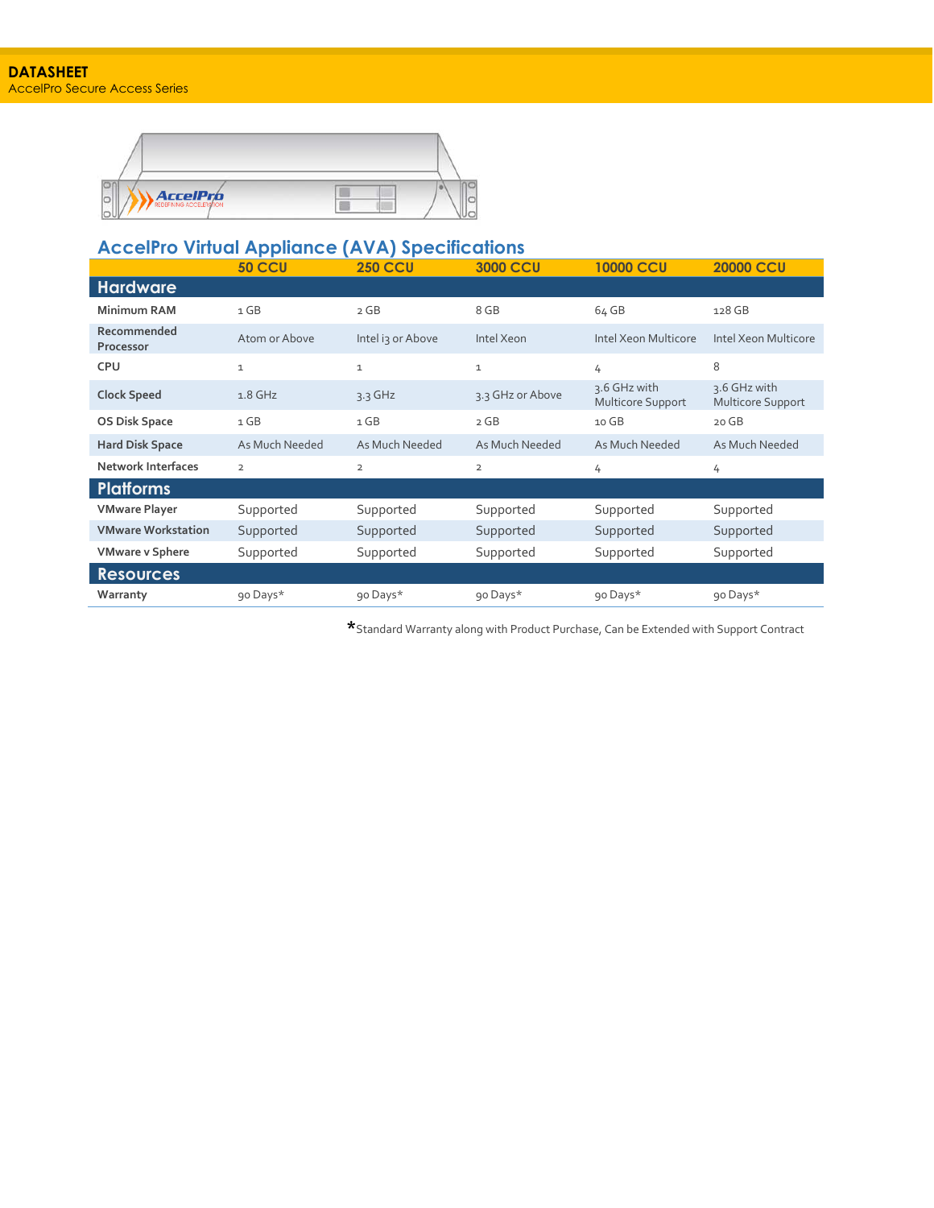**DATASHEET**
AccelPro Secure Access Series

## AccelPro Virtual Appliance (AVA) Specifications

| | 50 CCU | 250 CCU | 3000 CCU | 10000 CCU | 20000 CCU |
|---|---|---|---|---|---|
| **Hardware** | | | | | |
| Minimum RAM | 1 GB | 2 GB | 8 GB | 64 GB | 128 GB |
| Recommended Processor | Atom or Above | Intel i3 or Above | Intel Xeon | Intel Xeon Multicore | Intel Xeon Multicore |
| CPU | 1 | 1 | 1 | 4 | 8 |
| Clock Speed | 1.8 GHz | 3.3 GHz | 3.3 GHz or Above | 3.6 GHz with Multicore Support | 3.6 GHz with Multicore Support |
| OS Disk Space | 1 GB | 1 GB | 2 GB | 10 GB | 20 GB |
| Hard Disk Space | As Much Needed | As Much Needed | As Much Needed | As Much Needed | As Much Needed |
| Network Interfaces | 2 | 2 | 2 | 4 | 4 |
| **Platforms** | | | | | |
| VMware Player | Supported | Supported | Supported | Supported | Supported |
| VMware Workstation | Supported | Supported | Supported | Supported | Supported |
| VMware v Sphere | Supported | Supported | Supported | Supported | Supported |
| **Resources** | | | | | |
| Warranty | 90 Days* | 90 Days* | 90 Days* | 90 Days* | 90 Days* |

*Standard Warranty along with Product Purchase, Can be Extended with Support Contract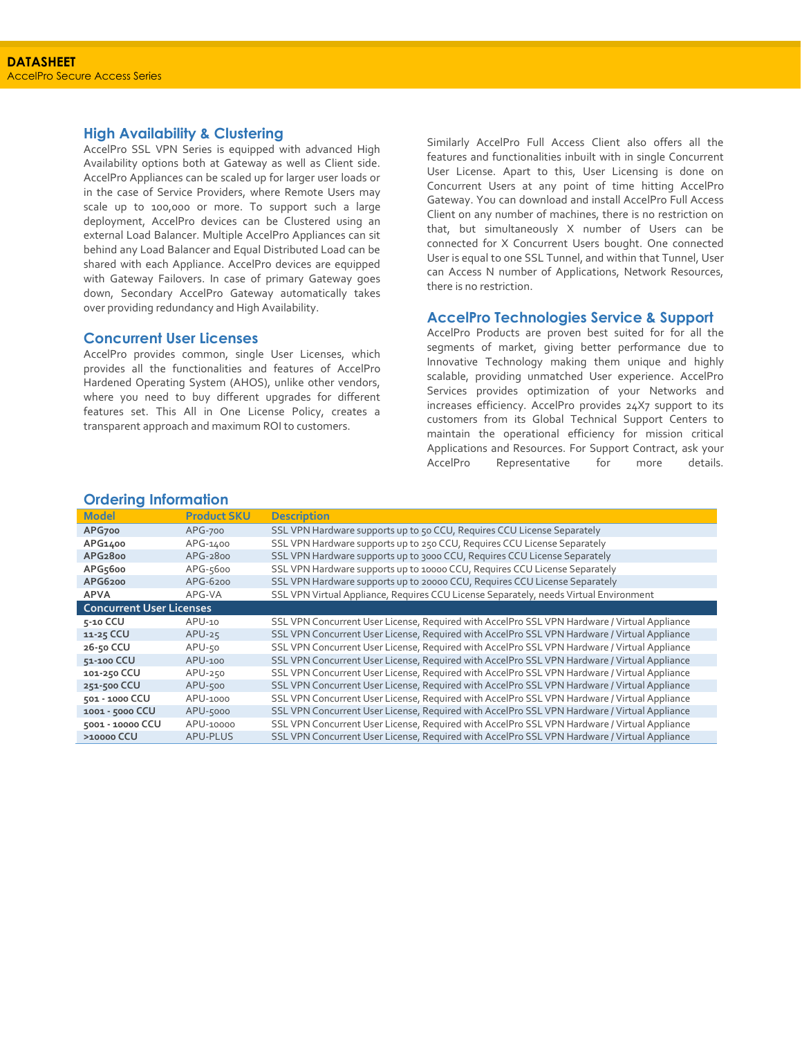## High Availability & Clustering

AccelPro SSL VPN Series is equipped with advanced High Availability options both at Gateway as well as Client side. AccelPro Appliances can be scaled up for larger user loads or in the case of Service Providers, where Remote Users may scale up to 100,000 or more. To support such a large deployment, AccelPro devices can be Clustered using an external Load Balancer. Multiple AccelPro Appliances can sit behind any Load Balancer and Equal Distributed Load can be shared with each Appliance. AccelPro devices are equipped with Gateway Failovers. In case of primary Gateway goes down, Secondary AccelPro Gateway automatically takes over providing redundancy and High Availability.

## Concurrent User Licenses

AccelPro provides common, single User Licenses, which provides all the functionalities and features of AccelPro Hardened Operating System (AHOS), unlike other vendors, where you need to buy different upgrades for different features set. This All in One License Policy, creates a transparent approach and maximum ROI to customers.

Similarly AccelPro Full Access Client also offers all the features and functionalities inbuilt with in single Concurrent User License. Apart to this, User Licensing is done on Concurrent Users at any point of time hitting AccelPro Gateway. You can download and install AccelPro Full Access Client on any number of machines, there is no restriction on that, but simultaneously X number of Users can be connected for X Concurrent Users bought. One connected User is equal to one SSL Tunnel, and within that Tunnel, User can Access N number of Applications, Network Resources, there is no restriction.

## AccelPro Technologies Service & Support

AccelPro Products are proven best suited for for all the segments of market, giving better performance due to Innovative Technology making them unique and highly scalable, providing unmatched User experience. AccelPro Services provides optimization of your Networks and increases efficiency. AccelPro provides 24X7 support to its customers from its Global Technical Support Centers to maintain the operational efficiency for mission critical Applications and Resources. For Support Contract, ask your AccelPro Representative for more details.

## Ordering Information

| Model | Product SKU | Description |
|---|---|---|
| **APG700** | APG-700 | SSL VPN Hardware supports up to 50 CCU, Requires CCU License Separately |
| **APG1400** | APG-1400 | SSL VPN Hardware supports up to 250 CCU, Requires CCU License Separately |
| **APG2800** | APG-2800 | SSL VPN Hardware supports up to 3000 CCU, Requires CCU License Separately |
| **APG5600** | APG-5600 | SSL VPN Hardware supports up to 10000 CCU, Requires CCU License Separately |
| **APG6200** | APG-6200 | SSL VPN Hardware supports up to 20000 CCU, Requires CCU License Separately |
| **APVA** | APG-VA | SSL VPN Virtual Appliance, Requires CCU License Separately, needs Virtual Environment |
| **Concurrent User Licenses** | | |
| **5-10 CCU** | APU-10 | SSL VPN Concurrent User License, Required with AccelPro SSL VPN Hardware / Virtual Appliance |
| **11-25 CCU** | APU-25 | SSL VPN Concurrent User License, Required with AccelPro SSL VPN Hardware / Virtual Appliance |
| **26-50 CCU** | APU-50 | SSL VPN Concurrent User License, Required with AccelPro SSL VPN Hardware / Virtual Appliance |
| **51-100 CCU** | APU-100 | SSL VPN Concurrent User License, Required with AccelPro SSL VPN Hardware / Virtual Appliance |
| **101-250 CCU** | APU-250 | SSL VPN Concurrent User License, Required with AccelPro SSL VPN Hardware / Virtual Appliance |
| **251-500 CCU** | APU-500 | SSL VPN Concurrent User License, Required with AccelPro SSL VPN Hardware / Virtual Appliance |
| **501 - 1000 CCU** | APU-1000 | SSL VPN Concurrent User License, Required with AccelPro SSL VPN Hardware / Virtual Appliance |
| **1001 - 5000 CCU** | APU-5000 | SSL VPN Concurrent User License, Required with AccelPro SSL VPN Hardware / Virtual Appliance |
| **5001 - 10000 CCU** | APU-10000 | SSL VPN Concurrent User License, Required with AccelPro SSL VPN Hardware / Virtual Appliance |
| **>10000 CCU** | APU-PLUS | SSL VPN Concurrent User License, Required with AccelPro SSL VPN Hardware / Virtual Appliance |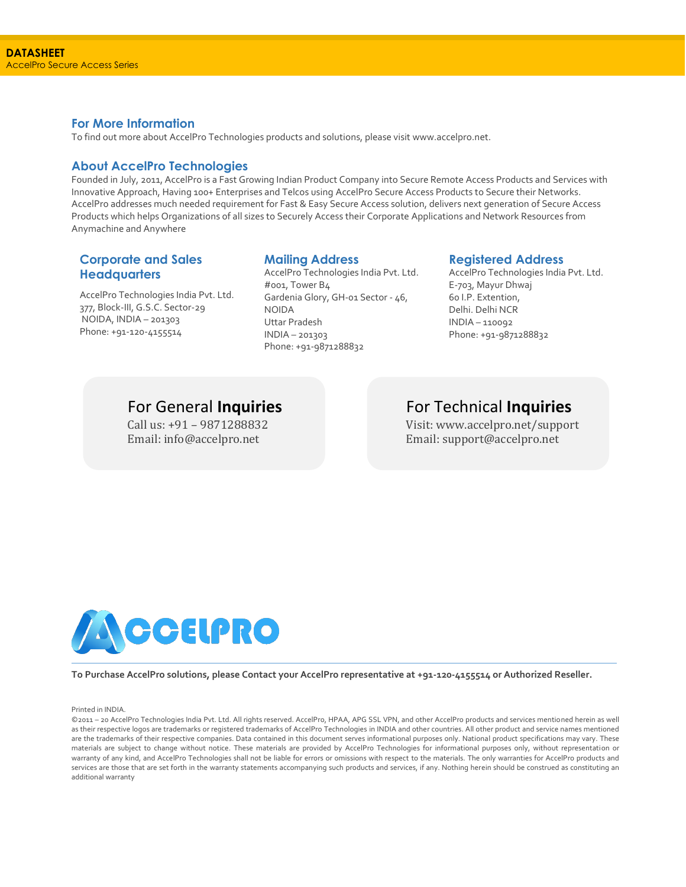## For More Information

To find out more about AccelPro Technologies products and solutions, please visit www.accelpro.net.

## About AccelPro Technologies

Founded in July, 2011, AccelPro is a Fast Growing Indian Product Company into Secure Remote Access Products and Services with Innovative Approach, Having 100+ Enterprises and Telcos using AccelPro Secure Access Products to Secure their Networks. AccelPro addresses much needed requirement for Fast & Easy Secure Access solution, delivers next generation of Secure Access Products which helps Organizations of all sizes to Securely Access their Corporate Applications and Network Resources from Anymachine and Anywhere

### Corporate and Sales Headquarters

AccelPro Technologies India Pvt. Ltd.
377, Block-III, G.S.C. Sector-29
NOIDA, INDIA – 201303
Phone: +91-120-4155514

### Mailing Address

AccelPro Technologies India Pvt. Ltd.
#001, Tower B4
Gardenia Glory, GH-01 Sector - 46,
NOIDA
Uttar Pradesh
INDIA – 201303
Phone: +91-9871288832

### Registered Address

AccelPro Technologies India Pvt. Ltd.
E-703, Mayur Dhwaj
60 I.P. Extention,
Delhi. Delhi NCR
INDIA – 110092
Phone: +91-9871288832

### For General **Inquiries**

Call us: +91 – 9871288832
Email: info@accelpro.net

### For Technical **Inquiries**

Visit: www.accelpro.net/support
Email: support@accelpro.net

**To Purchase AccelPro solutions, please Contact your AccelPro representative at +91-120-4155514 or Authorized Reseller.**

Printed in INDIA.

©2011 – 20 AccelPro Technologies India Pvt. Ltd. All rights reserved. AccelPro, HPAA, APG SSL VPN, and other AccelPro products and services mentioned herein as well as their respective logos are trademarks or registered trademarks of AccelPro Technologies in INDIA and other countries. All other product and service names mentioned are the trademarks of their respective companies. Data contained in this document serves informational purposes only. National product specifications may vary. These materials are subject to change without notice. These materials are provided by AccelPro Technologies for informational purposes only, without representation or warranty of any kind, and AccelPro Technologies shall not be liable for errors or omissions with respect to the materials. The only warranties for AccelPro products and services are those that are set forth in the warranty statements accompanying such products and services, if any. Nothing herein should be construed as constituting an additional warranty